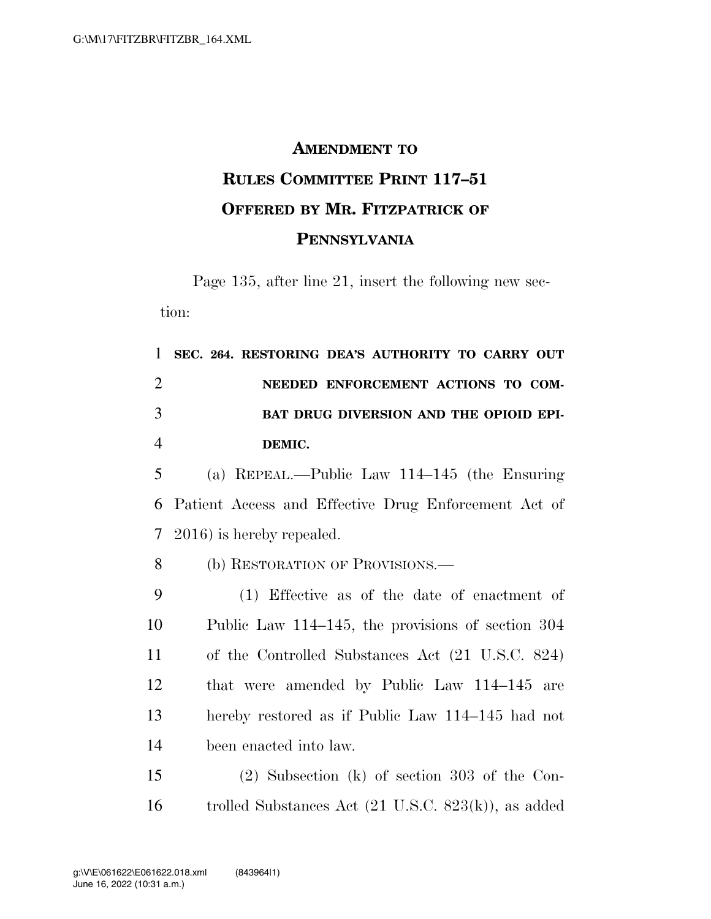# AMENDMENT TO RULES COMMITTEE PRINT 117–51 OFFERED BY MR. FITZPATRICK OF PENNSYLVANIA

Page 135, after line 21, insert the following new section:

**SEC. 264. RESTORING DEA'S AUTHORITY TO CARRY OUT NEEDED ENFORCEMENT ACTIONS TO COMBAT DRUG DIVERSION AND THE OPIOID EPIDEMIC.**

(a) REPEAL.—Public Law 114–145 (the Ensuring Patient Access and Effective Drug Enforcement Act of 2016) is hereby repealed.

(b) RESTORATION OF PROVISIONS.—

(1) Effective as of the date of enactment of Public Law 114–145, the provisions of section 304 of the Controlled Substances Act (21 U.S.C. 824) that were amended by Public Law 114–145 are hereby restored as if Public Law 114–145 had not been enacted into law.

(2) Subsection (k) of section 303 of the Controlled Substances Act (21 U.S.C. 823(k)), as added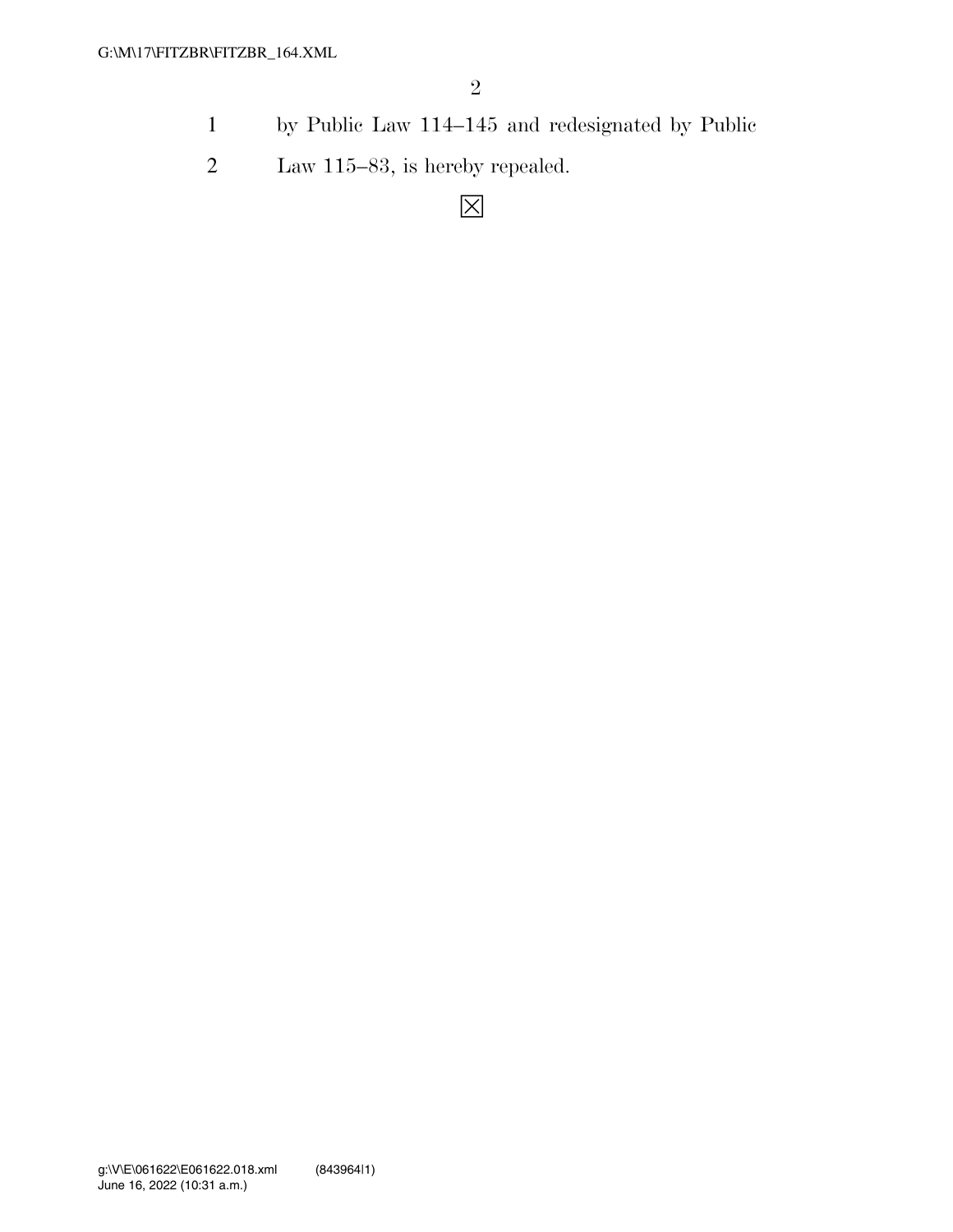by Public Law 114–145 and redesignated by Public Law 115–83, is hereby repealed.